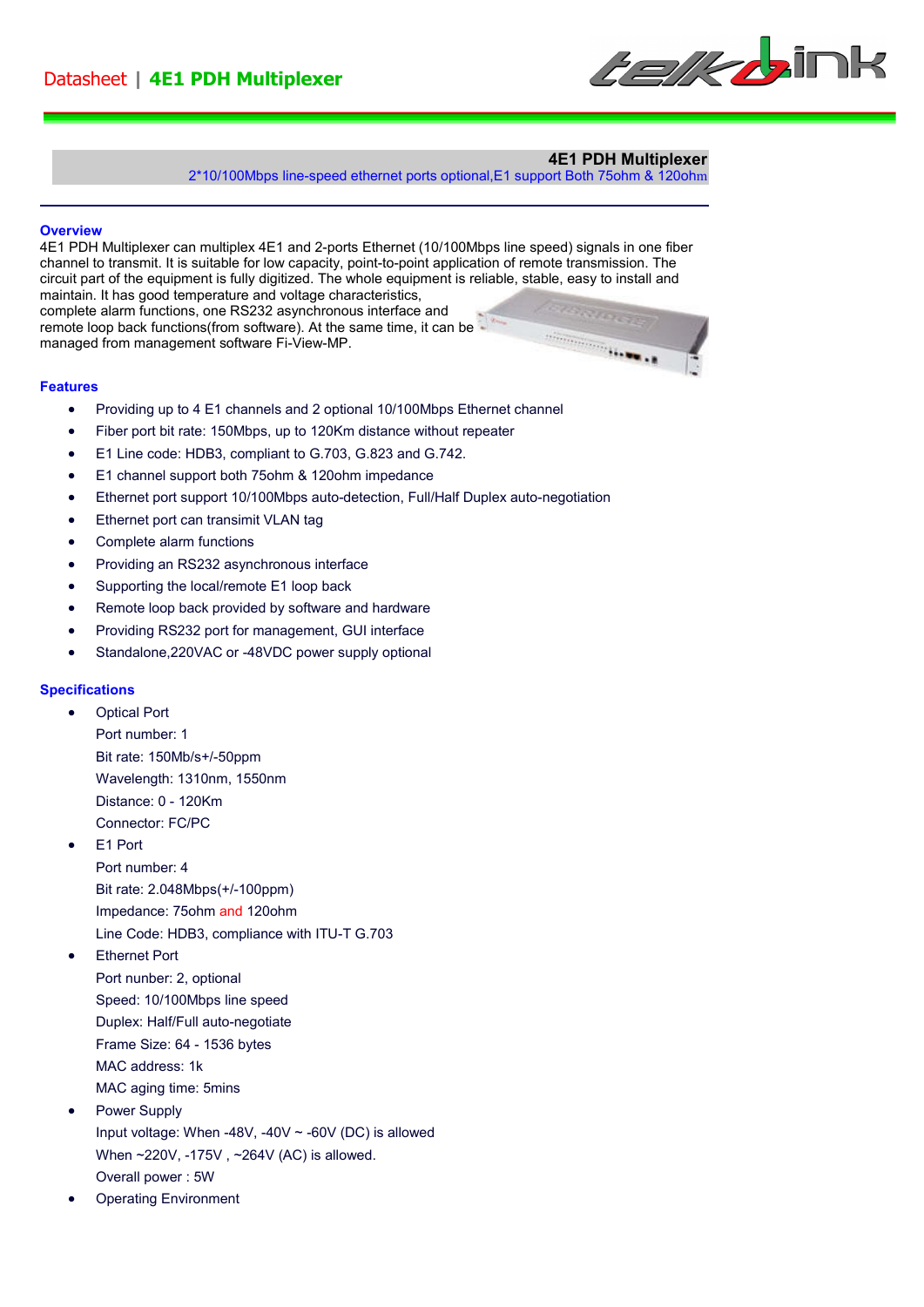# Datasheet | 4E1 PDH Multiplexer

**4E1 PDH Multiplexer**

2*10/100Mbps line-speed ethernet ports optional,E1 support Both 75ohm & 120ohm

## Overview

4E1 PDH Multiplexer can multiplex 4E1 and 2-ports Ethernet (10/100Mbps line speed) signals in one fiber channel to transmit. It is suitable for low capacity, point-to-point application of remote transmission. The circuit part of the equipment is fully digitized. The whole equipment is reliable, stable, easy to install and maintain. It has good temperature and voltage characteristics, complete alarm functions, one RS232 asynchronous interface and remote loop back functions(from software). At the same time, it can be managed from management software Fi-View-MP.

## Features

- Providing up to 4 E1 channels and 2 optional 10/100Mbps Ethernet channel
- Fiber port bit rate: 150Mbps, up to 120Km distance without repeater
- E1 Line code: HDB3, compliant to G.703, G.823 and G.742.
- E1 channel support both 75ohm & 120ohm impedance
- Ethernet port support 10/100Mbps auto-detection, Full/Half Duplex auto-negotiation
- Ethernet port can transimit VLAN tag
- Complete alarm functions
- Providing an RS232 asynchronous interface
- Supporting the local/remote E1 loop back
- Remote loop back provided by software and hardware
- Providing RS232 port for management, GUI interface
- Standalone,220VAC or -48VDC power supply optional

## Specifications

- Optical Port
  Port number: 1
  Bit rate: 150Mb/s+/-50ppm
  Wavelength: 1310nm, 1550nm
  Distance: 0 - 120Km
  Connector: FC/PC
- E1 Port
  Port number: 4
  Bit rate: 2.048Mbps(+/-100ppm)
  Impedance: 75ohm and 120ohm
  Line Code: HDB3, compliance with ITU-T G.703
- Ethernet Port
  Port nunber: 2, optional
  Speed: 10/100Mbps line speed
  Duplex: Half/Full auto-negotiate
  Frame Size: 64 - 1536 bytes
  MAC address: 1k
  MAC aging time: 5mins
- Power Supply
  Input voltage: When -48V, -40V ~ -60V (DC) is allowed
  When ~220V, -175V , ~264V (AC) is allowed.
  Overall power : 5W
- Operating Environment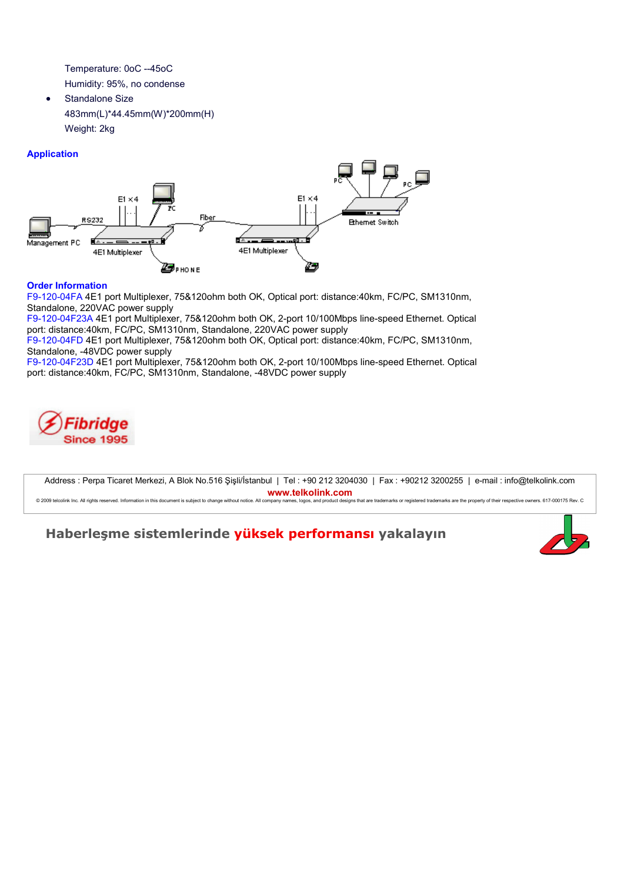Temperature: 0oC --45oC

Humidity: 95%, no condense

- Standalone Size

  483mm(L)*44.45mm(W)*200mm(H)

  Weight: 2kg

**Application**

E1 ×4
PC
RS232
Fiber
Management PC
4E1 Multiplexer
PHONE
E1 ×4
4E1 Multiplexer
PC
PC
Ethernet Switch

**Order Information**

F9-120-04FA 4E1 port Multiplexer, 75&120ohm both OK, Optical port: distance:40km, FC/PC, SM1310nm, Standalone, 220VAC power supply

F9-120-04F23A 4E1 port Multiplexer, 75&120ohm both OK, 2-port 10/100Mbps line-speed Ethernet. Optical port: distance:40km, FC/PC, SM1310nm, Standalone, 220VAC power supply

F9-120-04FD 4E1 port Multiplexer, 75&120ohm both OK, Optical port: distance:40km, FC/PC, SM1310nm, Standalone, -48VDC power supply

F9-120-04F23D 4E1 port Multiplexer, 75&120ohm both OK, 2-port 10/100Mbps line-speed Ethernet. Optical port: distance:40km, FC/PC, SM1310nm, Standalone, -48VDC power supply

Fibridge Since 1995

Address : Perpa Ticaret Merkezi, A Blok No.516 Şişli/İstanbul | Tel : +90 212 3204030 | Fax : +90212 3200255 | e-mail : info@telkolink.com

www.telkolink.com

© 2009 telcolink Inc. All rights reserved. Information in this document is subject to change without notice. All company names, logos, and product designs that are trademarks or registered trademarks are the property of their respective owners. 617-000175 Rev. C

Haberleşme sistemlerinde **yüksek performansı** yakalayın